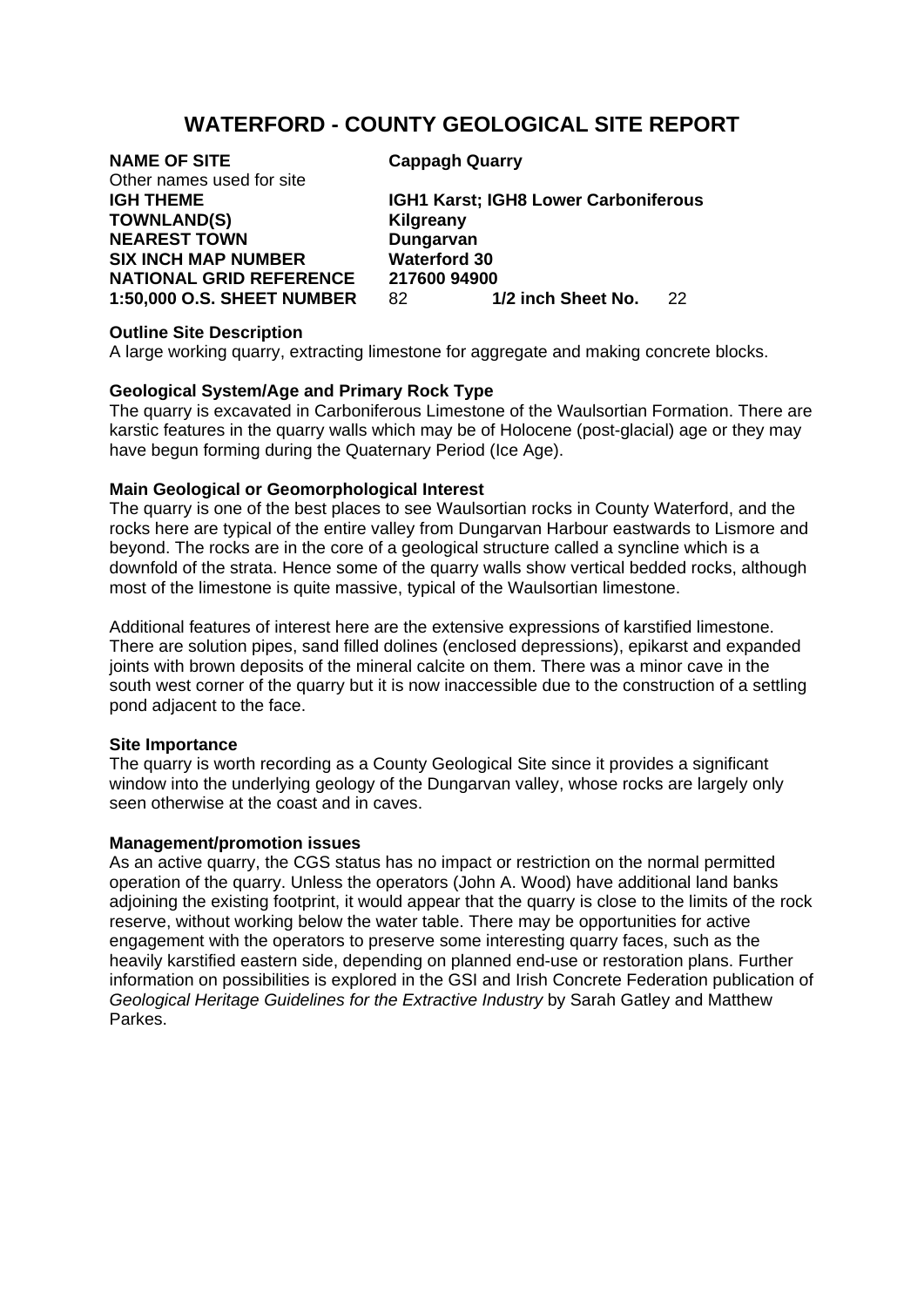# WATERFORD - COUNTY GEOLOGICAL SITE REPORT

| | | | |
|---|---|---|---|
| **NAME OF SITE** | **Cappagh Quarry** | | |
| Other names used for site | | | |
| **IGH THEME** | **IGH1 Karst; IGH8 Lower Carboniferous** | | |
| **TOWNLAND(S)** | **Kilgreany** | | |
| **NEAREST TOWN** | **Dungarvan** | | |
| **SIX INCH MAP NUMBER** | **Waterford 30** | | |
| **NATIONAL GRID REFERENCE** | **217600 94900** | | |
| **1:50,000 O.S. SHEET NUMBER** | 82 | **1/2 inch Sheet No.** | 22 |

**Outline Site Description**

A large working quarry, extracting limestone for aggregate and making concrete blocks.

**Geological System/Age and Primary Rock Type**

The quarry is excavated in Carboniferous Limestone of the Waulsortian Formation. There are karstic features in the quarry walls which may be of Holocene (post-glacial) age or they may have begun forming during the Quaternary Period (Ice Age).

**Main Geological or Geomorphological Interest**

The quarry is one of the best places to see Waulsortian rocks in County Waterford, and the rocks here are typical of the entire valley from Dungarvan Harbour eastwards to Lismore and beyond. The rocks are in the core of a geological structure called a syncline which is a downfold of the strata. Hence some of the quarry walls show vertical bedded rocks, although most of the limestone is quite massive, typical of the Waulsortian limestone.

Additional features of interest here are the extensive expressions of karstified limestone. There are solution pipes, sand filled dolines (enclosed depressions), epikarst and expanded joints with brown deposits of the mineral calcite on them. There was a minor cave in the south west corner of the quarry but it is now inaccessible due to the construction of a settling pond adjacent to the face.

**Site Importance**

The quarry is worth recording as a County Geological Site since it provides a significant window into the underlying geology of the Dungarvan valley, whose rocks are largely only seen otherwise at the coast and in caves.

**Management/promotion issues**

As an active quarry, the CGS status has no impact or restriction on the normal permitted operation of the quarry. Unless the operators (John A. Wood) have additional land banks adjoining the existing footprint, it would appear that the quarry is close to the limits of the rock reserve, without working below the water table. There may be opportunities for active engagement with the operators to preserve some interesting quarry faces, such as the heavily karstified eastern side, depending on planned end-use or restoration plans. Further information on possibilities is explored in the GSI and Irish Concrete Federation publication of *Geological Heritage Guidelines for the Extractive Industry* by Sarah Gatley and Matthew Parkes.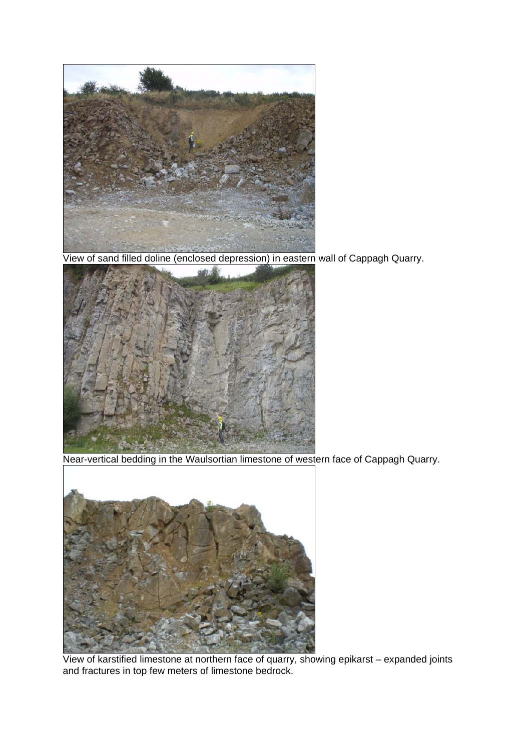View of sand filled doline (enclosed depression) in eastern wall of Cappagh Quarry.

Near-vertical bedding in the Waulsortian limestone of western face of Cappagh Quarry.

View of karstified limestone at northern face of quarry, showing epikarst – expanded joints and fractures in top few meters of limestone bedrock.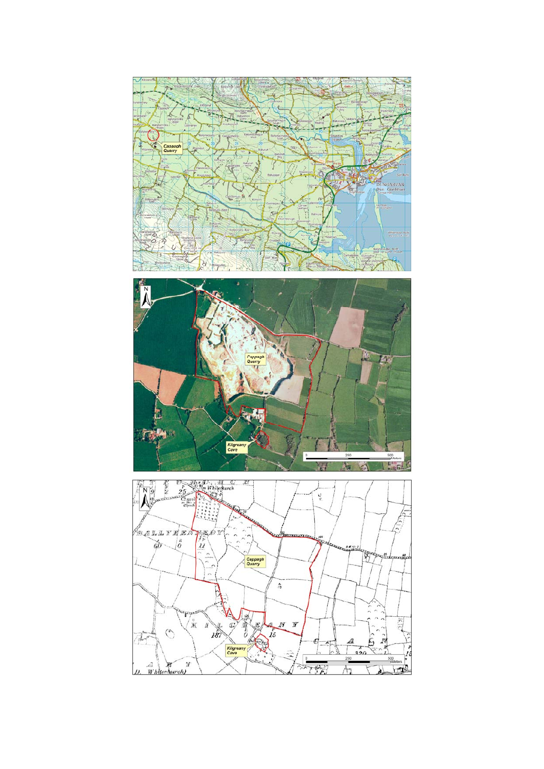Cappagh Quarry

DUNGARVAN
Dun Garbhan

N

Cappagh Quarry

Kilgreany Cave

0 250 500 Meters

N

Whitechurch

BALLYKENNEDY

Cappagh Quarry

KILGREANY

Kilgreany Cave

0 250 500 Meters